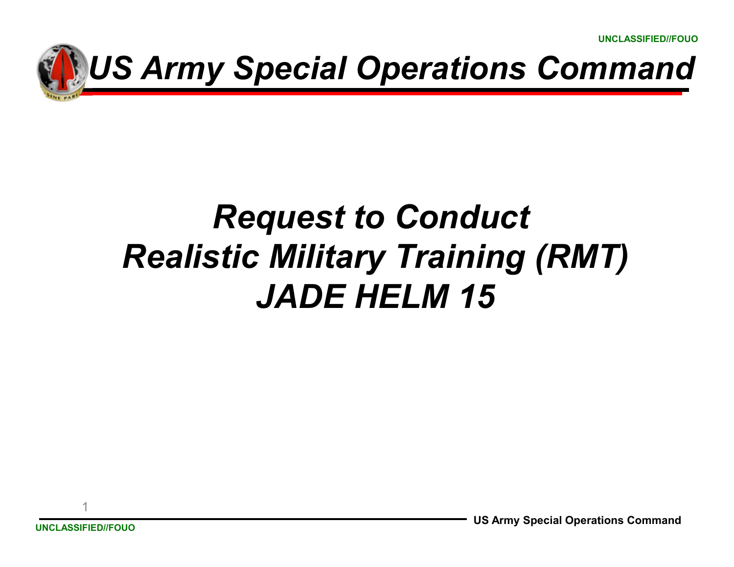UNCLASSIFIED//FOUO

# US Army Special Operations Command

## Request to Conduct Realistic Military Training (RMT) JADE HELM 15

UNCLASSIFIED//FOUO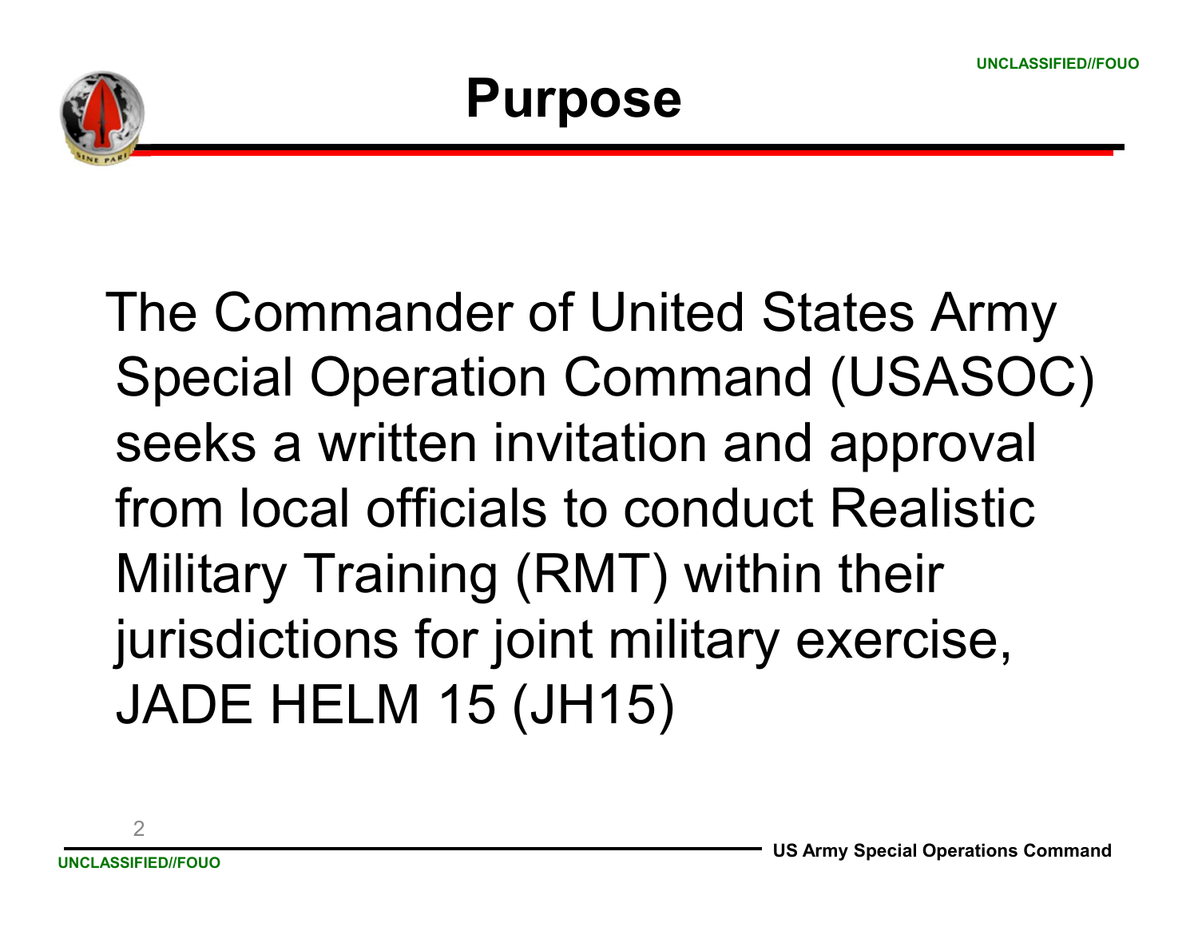# Purpose

The Commander of United States Army Special Operation Command (USASOC) seeks a written invitation and approval from local officials to conduct Realistic Military Training (RMT) within their jurisdictions for joint military exercise, JADE HELM 15 (JH15)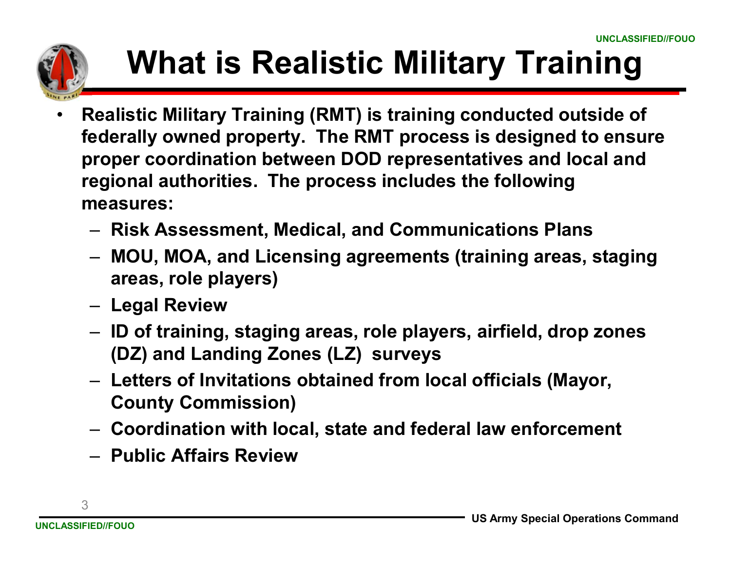# What is Realistic Military Training

- **Realistic Military Training (RMT) is training conducted outside of federally owned property. The RMT process is designed to ensure proper coordination between DOD representatives and local and regional authorities. The process includes the following measures:**
  - **Risk Assessment, Medical, and Communications Plans**
  - **MOU, MOA, and Licensing agreements (training areas, staging areas, role players)**
  - **Legal Review**
  - **ID of training, staging areas, role players, airfield, drop zones (DZ) and Landing Zones (LZ) surveys**
  - **Letters of Invitations obtained from local officials (Mayor, County Commission)**
  - **Coordination with local, state and federal law enforcement**
  - **Public Affairs Review**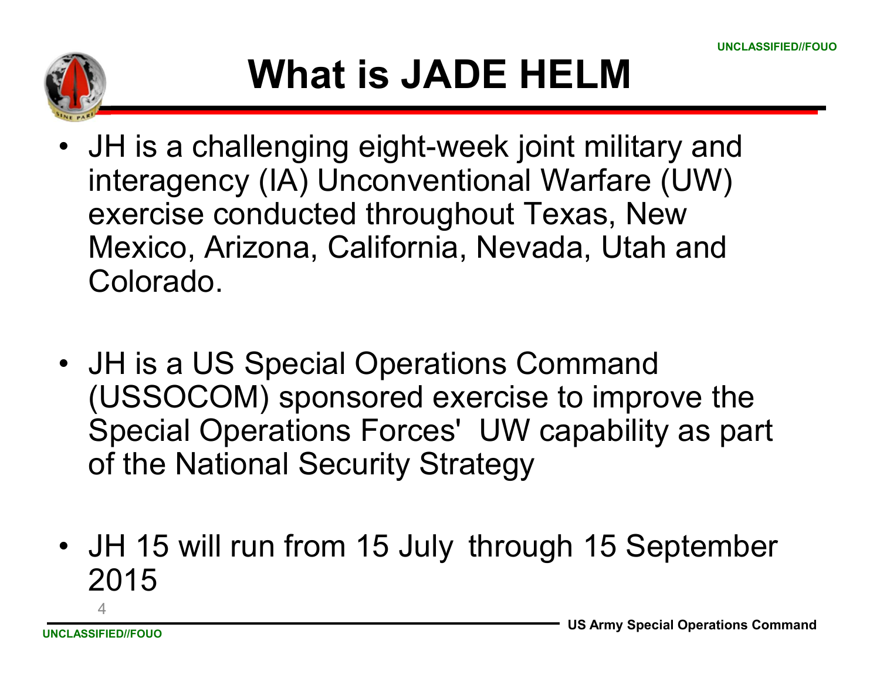# What is JADE HELM

- JH is a challenging eight-week joint military and interagency (IA) Unconventional Warfare (UW) exercise conducted throughout Texas, New Mexico, Arizona, California, Nevada, Utah and Colorado.

- JH is a US Special Operations Command (USSOCOM) sponsored exercise to improve the Special Operations Forces' UW capability as part of the National Security Strategy

- JH 15 will run from 15 July through 15 September 2015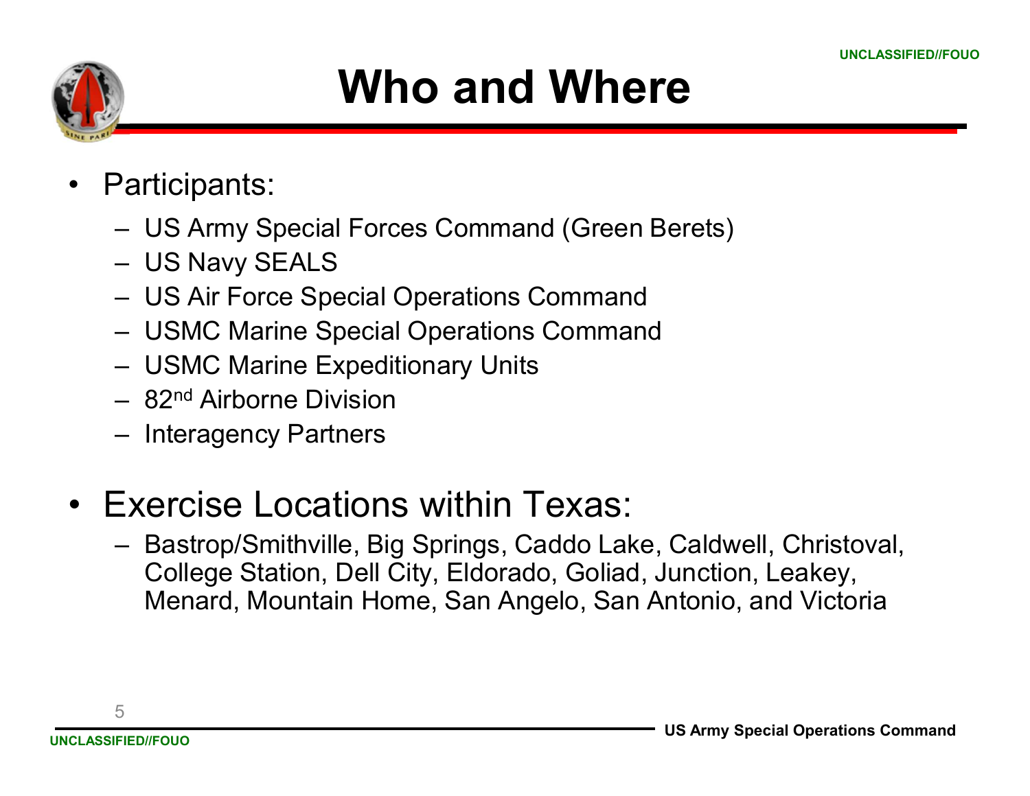# Who and Where

- Participants:
  - US Army Special Forces Command (Green Berets)
  - US Navy SEALS
  - US Air Force Special Operations Command
  - USMC Marine Special Operations Command
  - USMC Marine Expeditionary Units
  - 82nd Airborne Division
  - Interagency Partners

- Exercise Locations within Texas:
  - Bastrop/Smithville, Big Springs, Caddo Lake, Caldwell, Christoval, College Station, Dell City, Eldorado, Goliad, Junction, Leakey, Menard, Mountain Home, San Angelo, San Antonio, and Victoria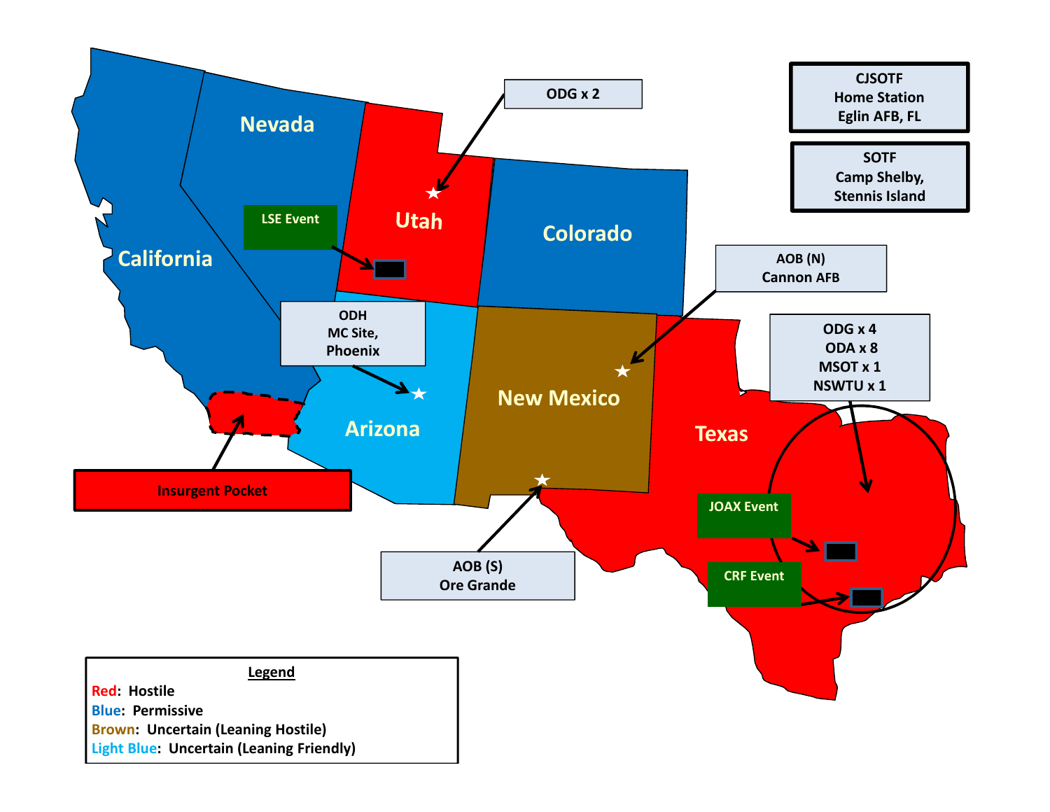CJSOTF
Home Station
Eglin AFB, FL

SOTF
Camp Shelby,
Stennis Island

ODG x 2

Nevada

Utah

Colorado

California

LSE Event

AOB (N)
Cannon AFB

ODH
MC Site,
Phoenix

ODG x 4
ODA x 8
MSOT x 1
NSWTU x 1

New Mexico

Arizona

Texas

Insurgent Pocket

JOAX Event

CRF Event

AOB (S)
Ore Grande

**Legend**

Red: Hostile
Blue: Permissive
Brown: Uncertain (Leaning Hostile)
Light Blue: Uncertain (Leaning Friendly)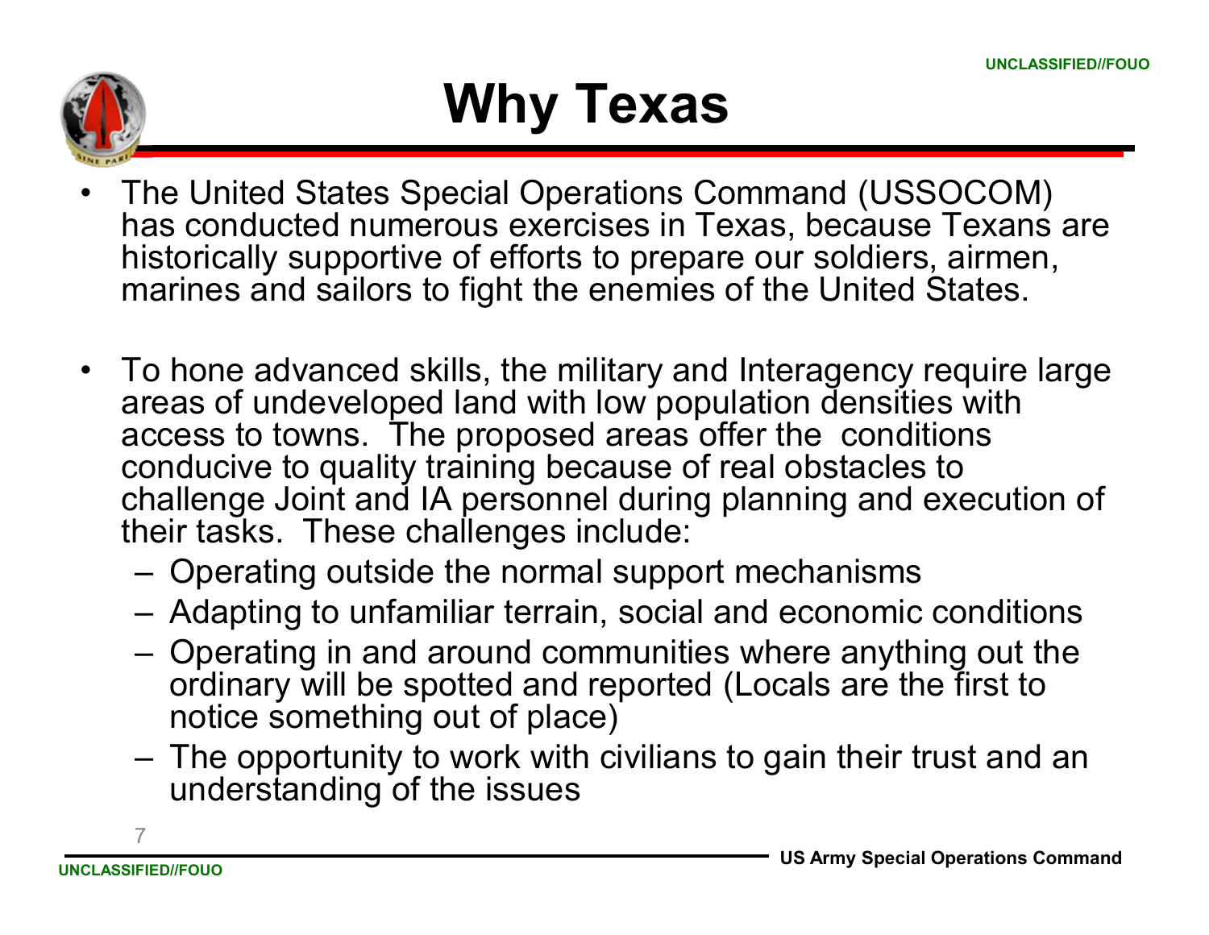# Why Texas

- The United States Special Operations Command (USSOCOM) has conducted numerous exercises in Texas, because Texans are historically supportive of efforts to prepare our soldiers, airmen, marines and sailors to fight the enemies of the United States.

- To hone advanced skills, the military and Interagency require large areas of undeveloped land with low population densities with access to towns. The proposed areas offer the conditions conducive to quality training because of real obstacles to challenge Joint and IA personnel during planning and execution of their tasks. These challenges include:
  - Operating outside the normal support mechanisms
  - Adapting to unfamiliar terrain, social and economic conditions
  - Operating in and around communities where anything out the ordinary will be spotted and reported (Locals are the first to notice something out of place)
  - The opportunity to work with civilians to gain their trust and an understanding of the issues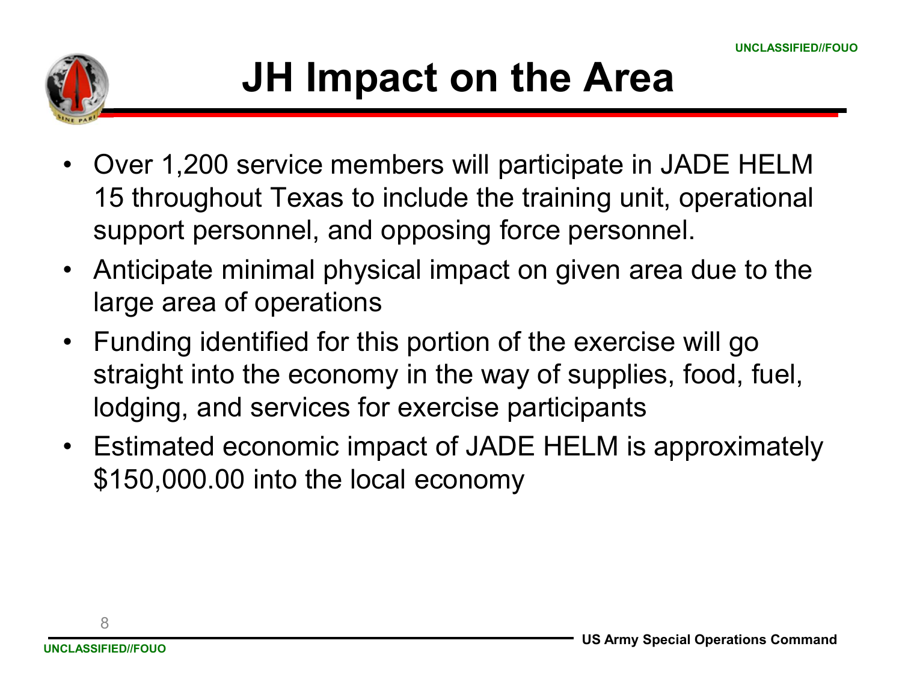# JH Impact on the Area

- Over 1,200 service members will participate in JADE HELM 15 throughout Texas to include the training unit, operational support personnel, and opposing force personnel.
- Anticipate minimal physical impact on given area due to the large area of operations
- Funding identified for this portion of the exercise will go straight into the economy in the way of supplies, food, fuel, lodging, and services for exercise participants
- Estimated economic impact of JADE HELM is approximately $150,000.00 into the local economy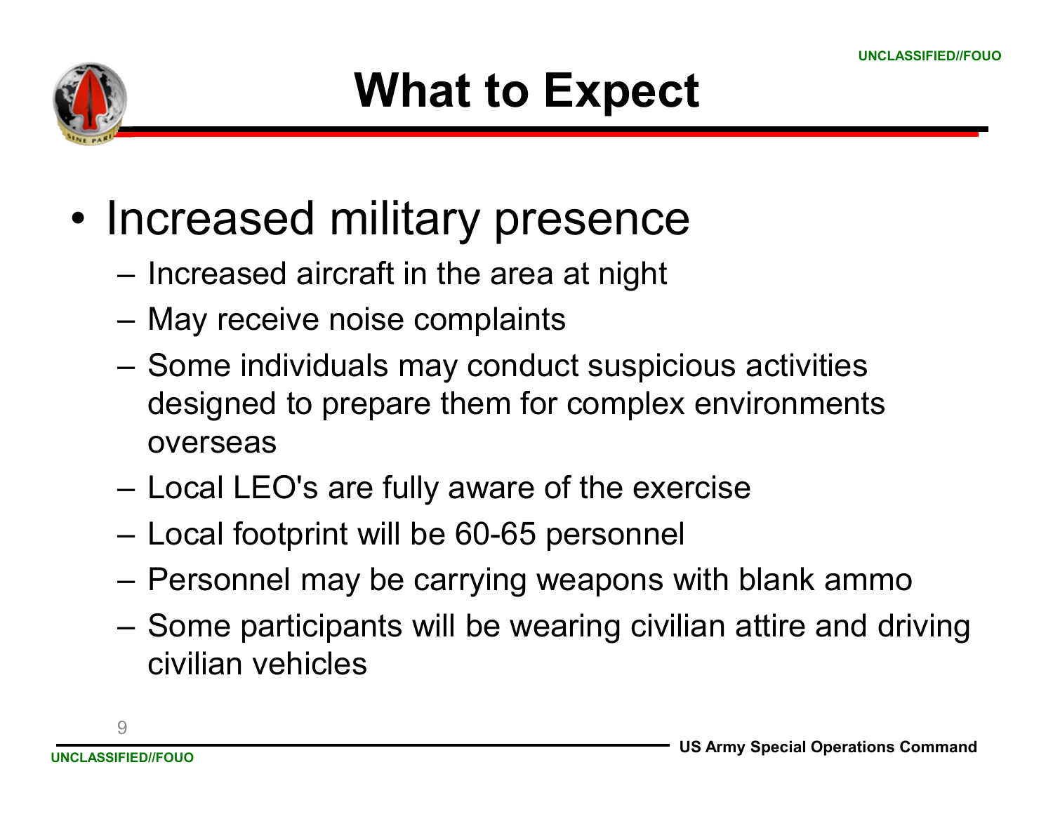# What to Expect

- Increased military presence
  - Increased aircraft in the area at night
  - May receive noise complaints
  - Some individuals may conduct suspicious activities designed to prepare them for complex environments overseas
  - Local LEO's are fully aware of the exercise
  - Local footprint will be 60-65 personnel
  - Personnel may be carrying weapons with blank ammo
  - Some participants will be wearing civilian attire and driving civilian vehicles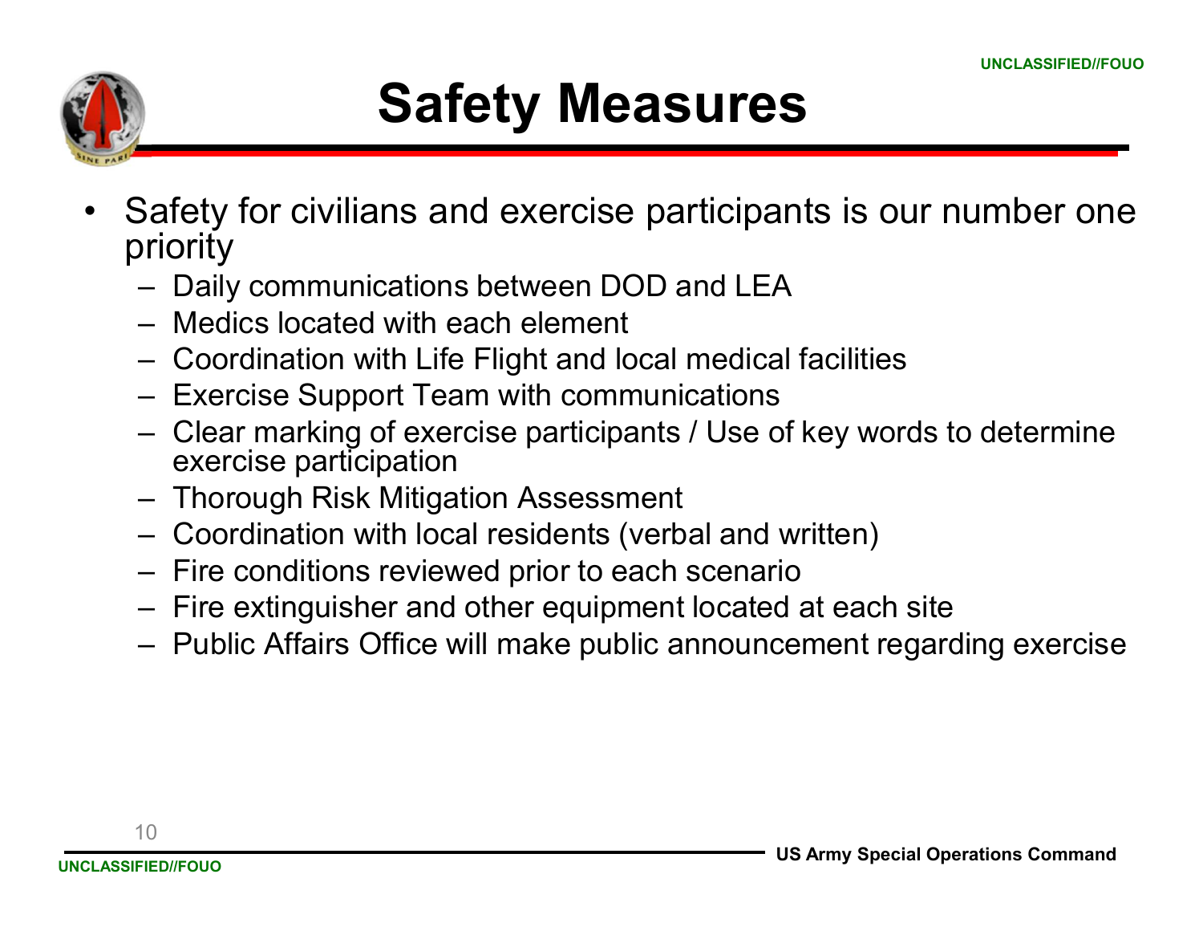# Safety Measures

- Safety for civilians and exercise participants is our number one priority
  - Daily communications between DOD and LEA
  - Medics located with each element
  - Coordination with Life Flight and local medical facilities
  - Exercise Support Team with communications
  - Clear marking of exercise participants / Use of key words to determine exercise participation
  - Thorough Risk Mitigation Assessment
  - Coordination with local residents (verbal and written)
  - Fire conditions reviewed prior to each scenario
  - Fire extinguisher and other equipment located at each site
  - Public Affairs Office will make public announcement regarding exercise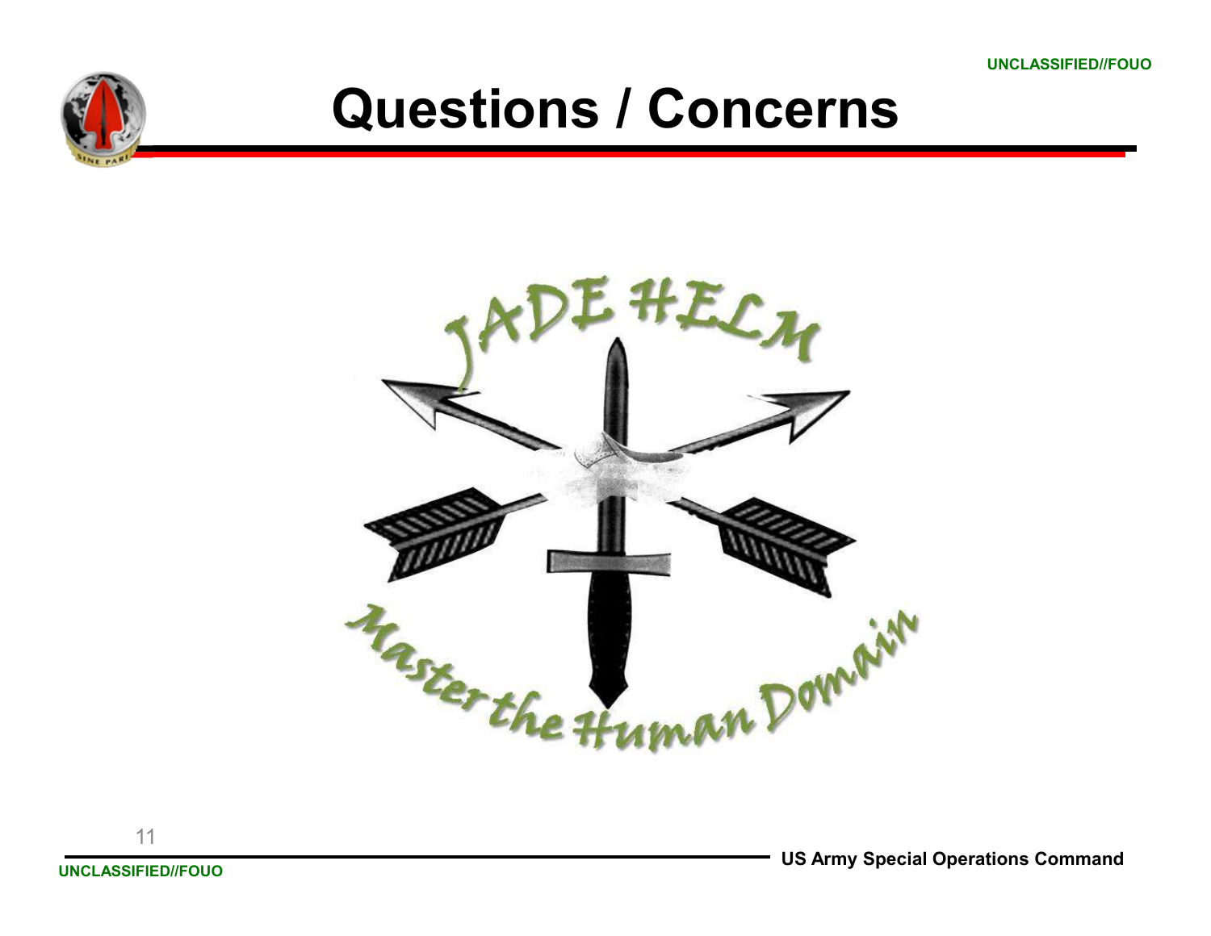UNCLASSIFIED//FOUO

# Questions / Concerns

JADE HELM

Master the Human Domain

US Army Special Operations Command

UNCLASSIFIED//FOUO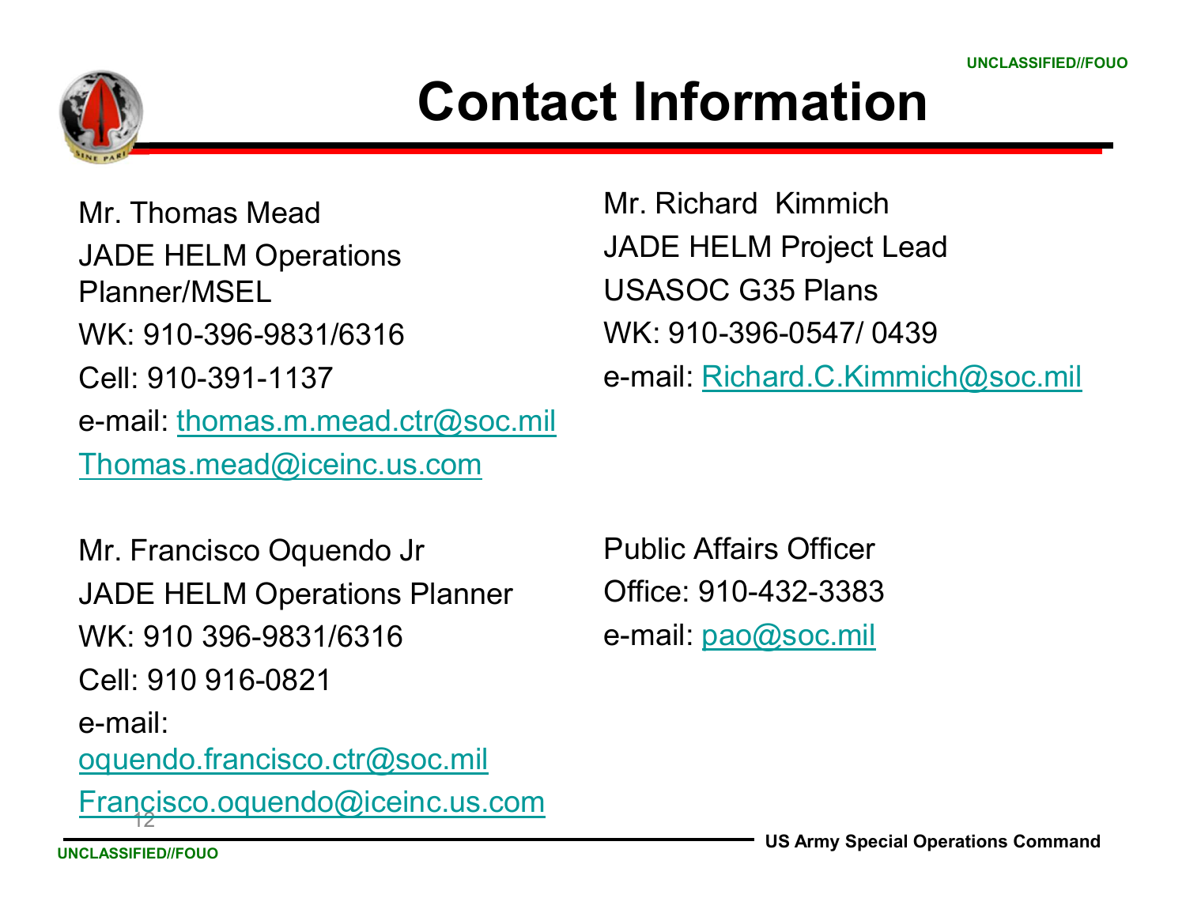# Contact Information

Mr. Thomas Mead
JADE HELM Operations Planner/MSEL
WK: 910-396-9831/6316
Cell: 910-391-1137
e-mail: thomas.m.mead.ctr@soc.mil
Thomas.mead@iceinc.us.com

Mr. Richard Kimmich
JADE HELM Project Lead
USASOC G35 Plans
WK: 910-396-0547/ 0439
e-mail: Richard.C.Kimmich@soc.mil

Mr. Francisco Oquendo Jr
JADE HELM Operations Planner
WK: 910 396-9831/6316
Cell: 910 916-0821
e-mail:
oquendo.francisco.ctr@soc.mil
Francisco.oquendo@iceinc.us.com

Public Affairs Officer
Office: 910-432-3383
e-mail: pao@soc.mil